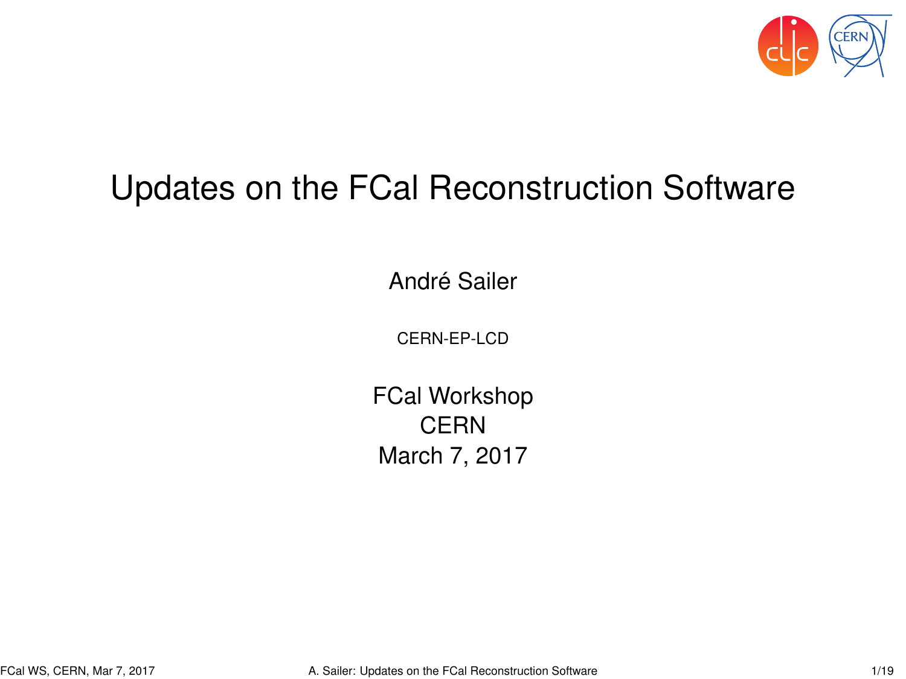# Updates on the FCal Reconstruction Software

André Sailer

CERN-EP-LCD

FCal Workshop
CERN
March 7, 2017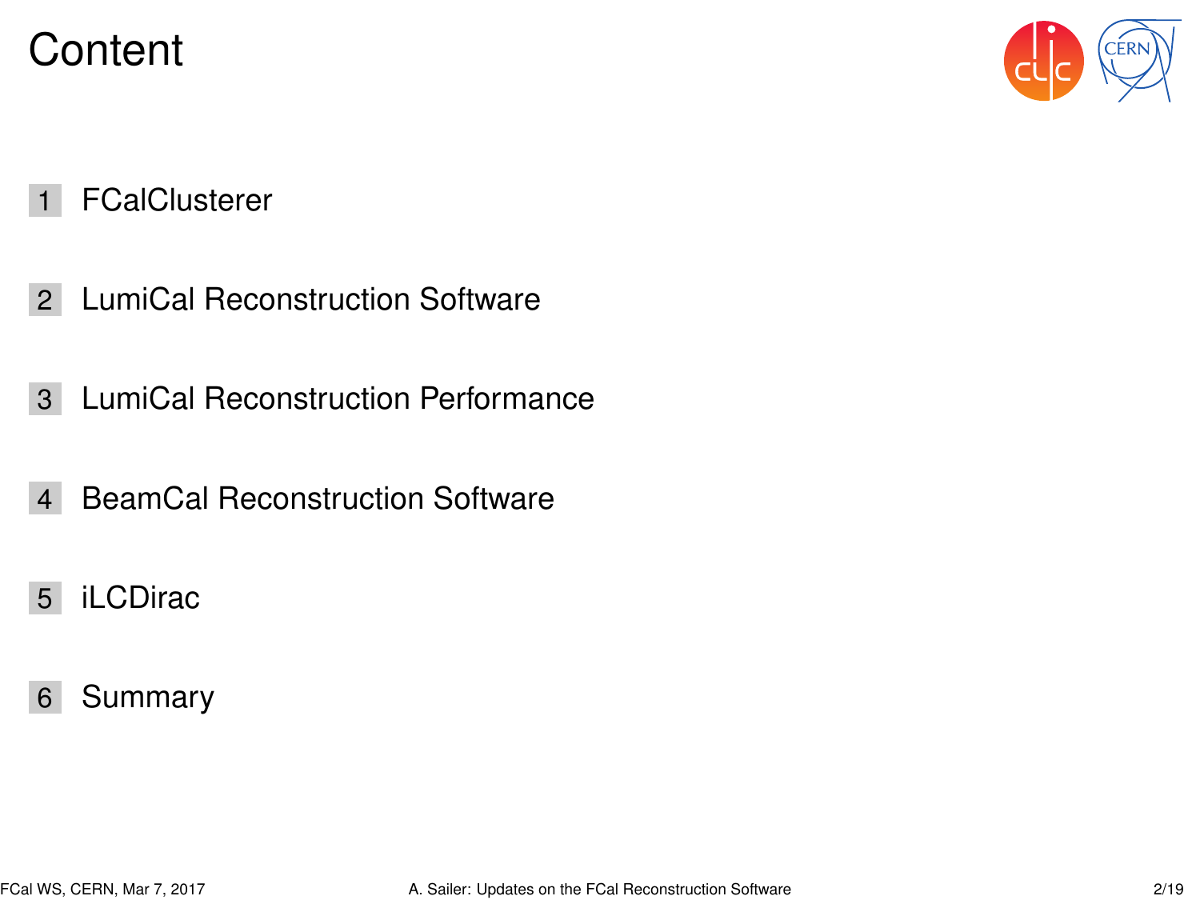# Content

1. FCalClusterer
2. LumiCal Reconstruction Software
3. LumiCal Reconstruction Performance
4. BeamCal Reconstruction Software
5. iLCDirac
6. Summary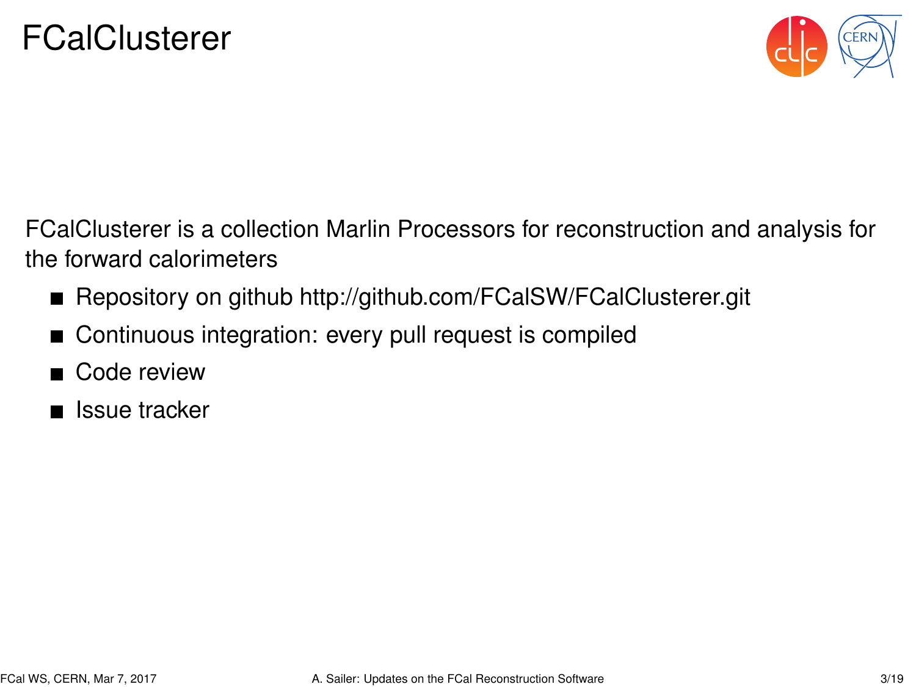# FCalClusterer

FCalClusterer is a collection Marlin Processors for reconstruction and analysis for the forward calorimeters

- Repository on github http://github.com/FCalSW/FCalClusterer.git
- Continuous integration: every pull request is compiled
- Code review
- Issue tracker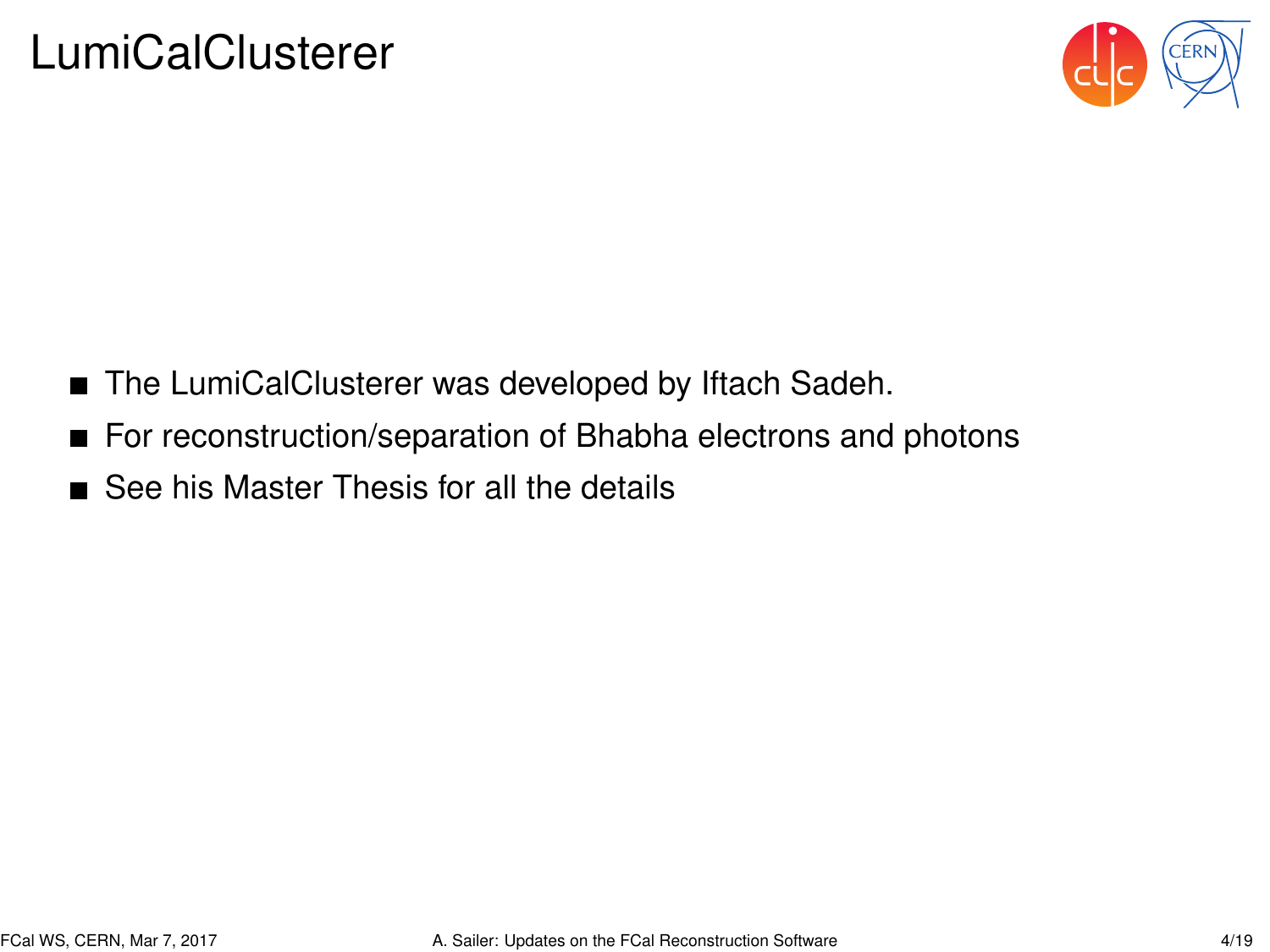# LumiCalClusterer

- The LumiCalClusterer was developed by Iftach Sadeh.
- For reconstruction/separation of Bhabha electrons and photons
- See his Master Thesis for all the details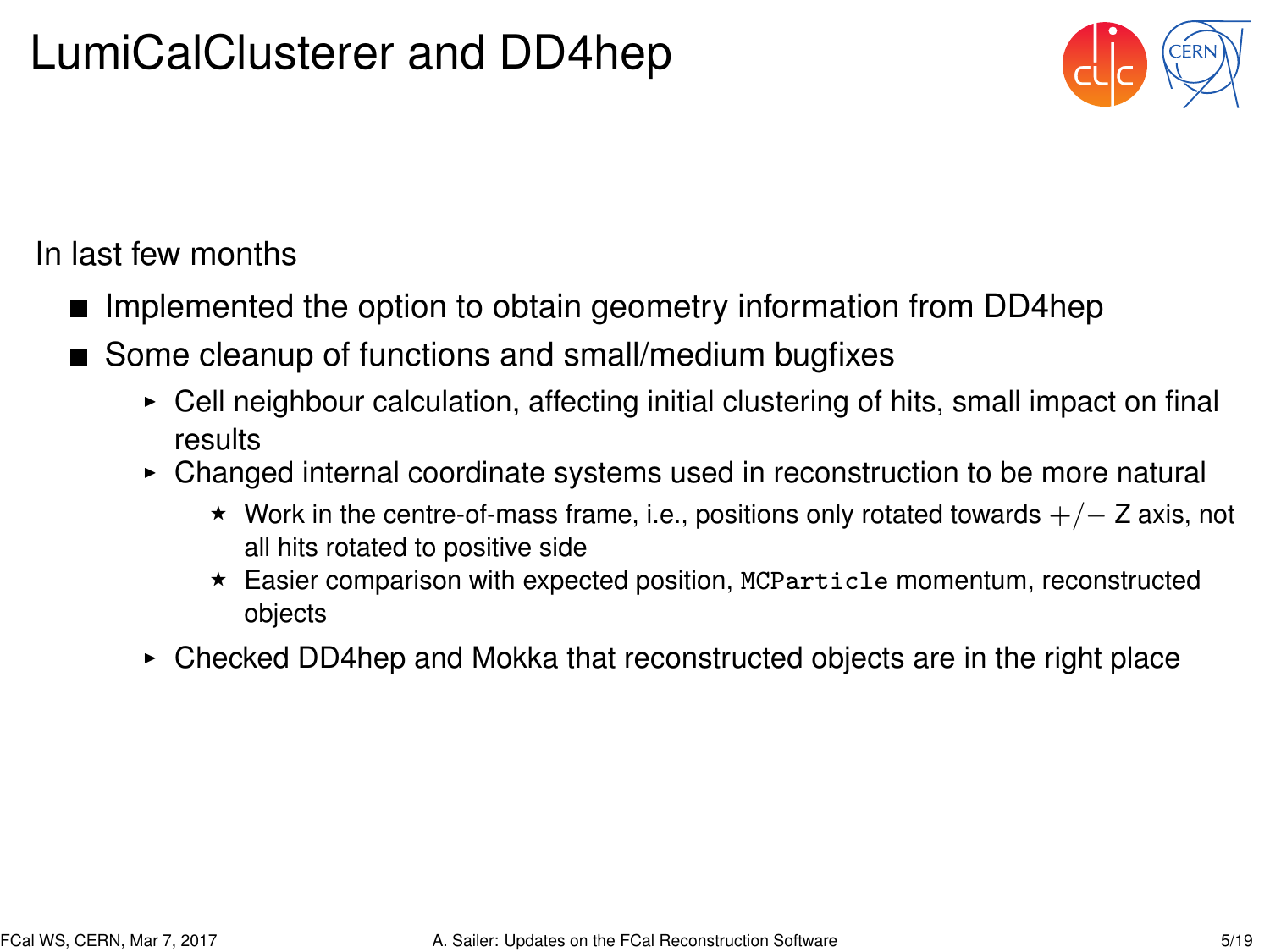# LumiCalClusterer and DD4hep

In last few months

- Implemented the option to obtain geometry information from DD4hep
- Some cleanup of functions and small/medium bugfixes
  - Cell neighbour calculation, affecting initial clustering of hits, small impact on final results
  - Changed internal coordinate systems used in reconstruction to be more natural
    - Work in the centre-of-mass frame, i.e., positions only rotated towards $+/-$ Z axis, not all hits rotated to positive side
    - Easier comparison with expected position, `MCParticle` momentum, reconstructed objects
  - Checked DD4hep and Mokka that reconstructed objects are in the right place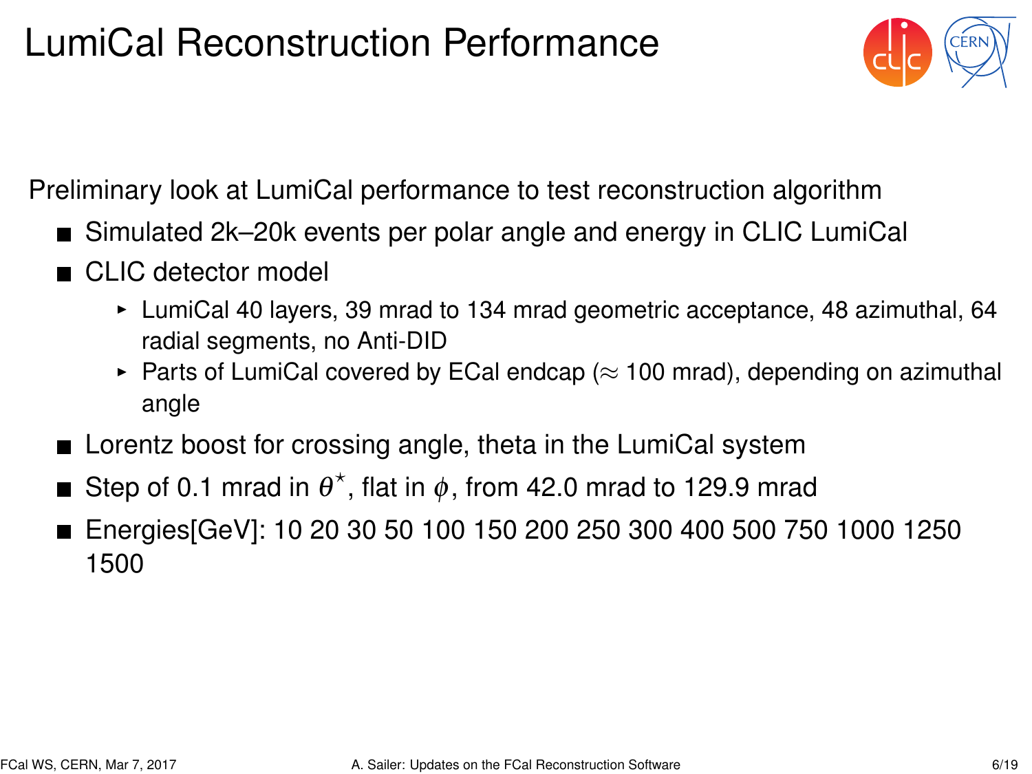# LumiCal Reconstruction Performance

Preliminary look at LumiCal performance to test reconstruction algorithm

- Simulated 2k–20k events per polar angle and energy in CLIC LumiCal
- CLIC detector model
  - LumiCal 40 layers, 39 mrad to 134 mrad geometric acceptance, 48 azimuthal, 64 radial segments, no Anti-DID
  - Parts of LumiCal covered by ECal endcap ($\approx$ 100 mrad), depending on azimuthal angle
- Lorentz boost for crossing angle, theta in the LumiCal system
- Step of 0.1 mrad in $\theta^{\star}$, flat in $\phi$, from 42.0 mrad to 129.9 mrad
- Energies[GeV]: 10 20 30 50 100 150 200 250 300 400 500 750 1000 1250 1500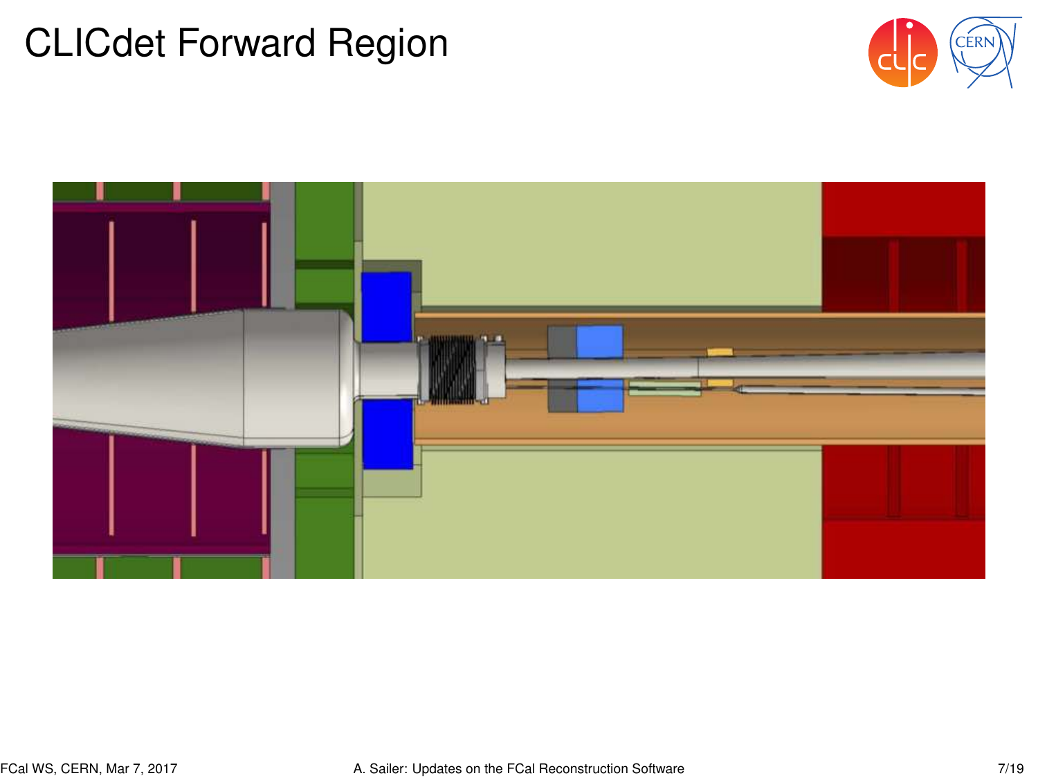# CLICdet Forward Region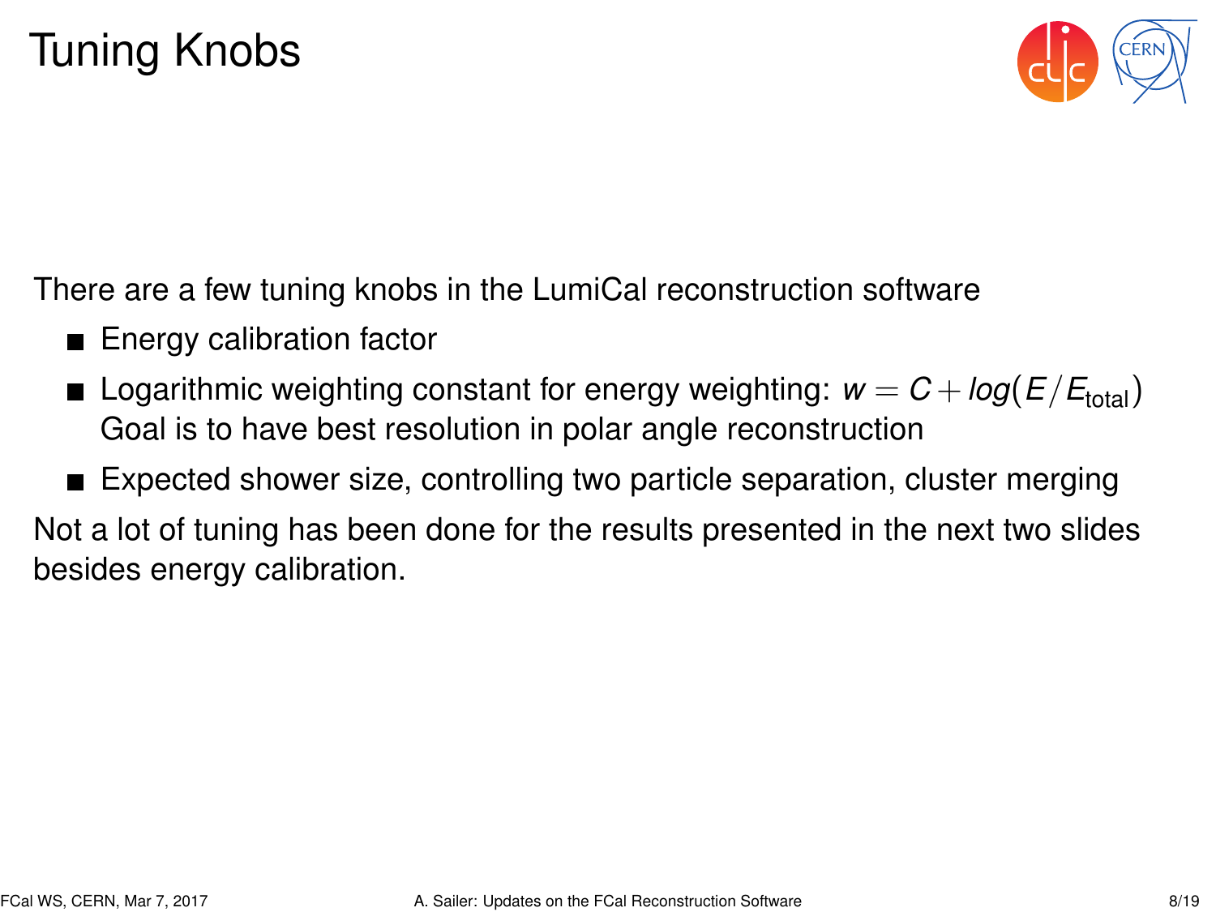# Tuning Knobs

There are a few tuning knobs in the LumiCal reconstruction software

- Energy calibration factor
- Logarithmic weighting constant for energy weighting: $w = C + log(E/E_{\text{total}})$
  Goal is to have best resolution in polar angle reconstruction
- Expected shower size, controlling two particle separation, cluster merging

Not a lot of tuning has been done for the results presented in the next two slides besides energy calibration.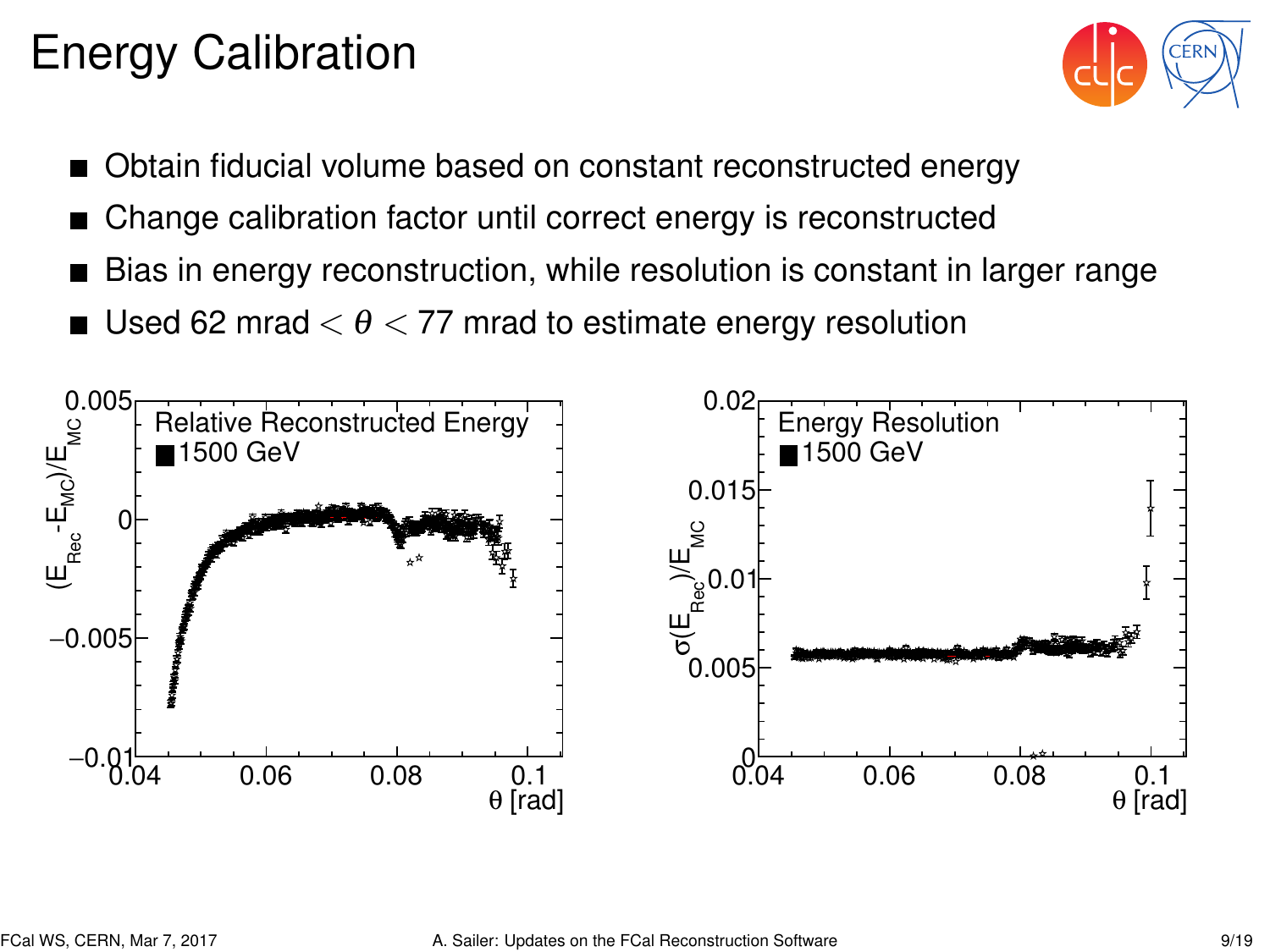# Energy Calibration

- Obtain fiducial volume based on constant reconstructed energy
- Change calibration factor until correct energy is reconstructed
- Bias in energy reconstruction, while resolution is constant in larger range
- Used 62 mrad $< \theta <$ 77 mrad to estimate energy resolution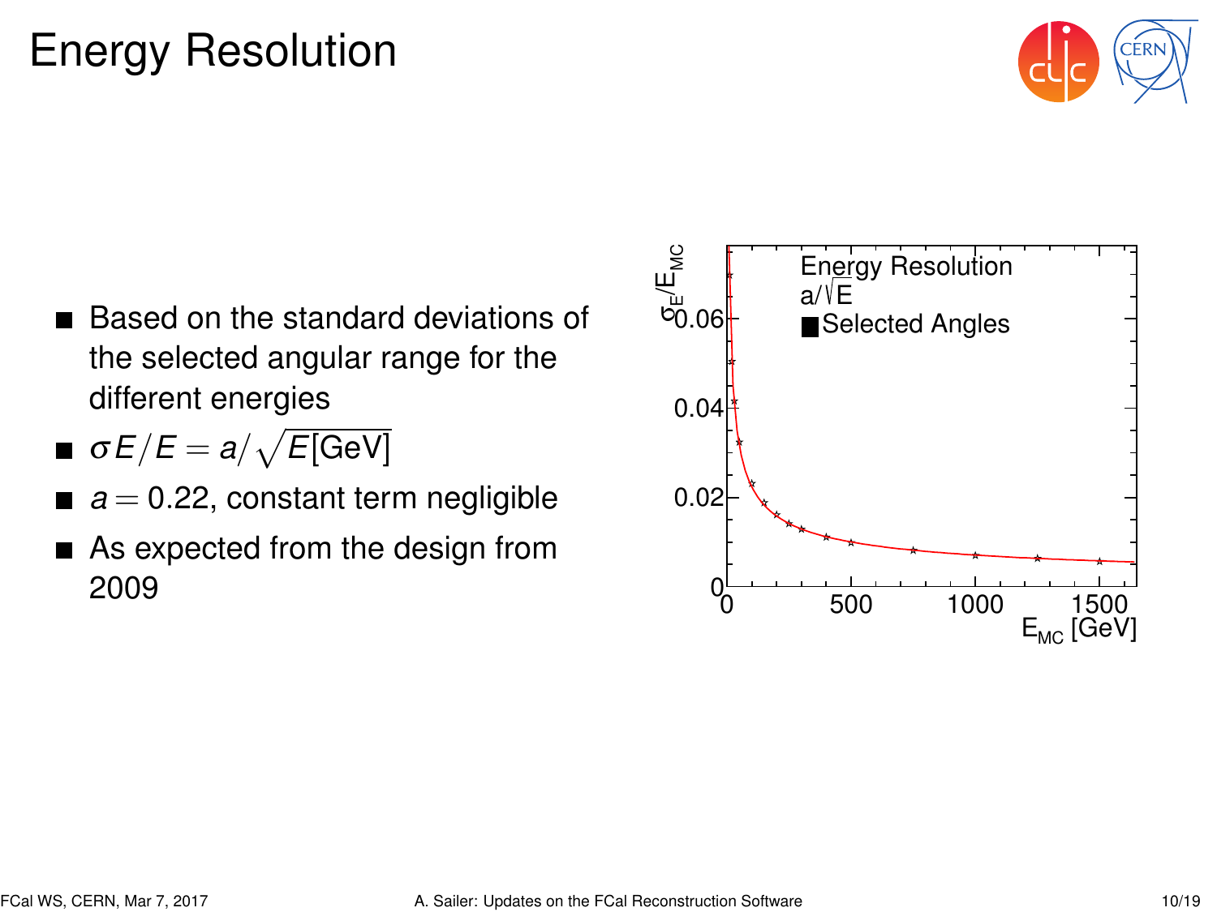# Energy Resolution

- Based on the standard deviations of the selected angular range for the different energies
- $\sigma E/E = a/\sqrt{E[\text{GeV}]}$
- $a = 0.22$, constant term negligible
- As expected from the design from 2009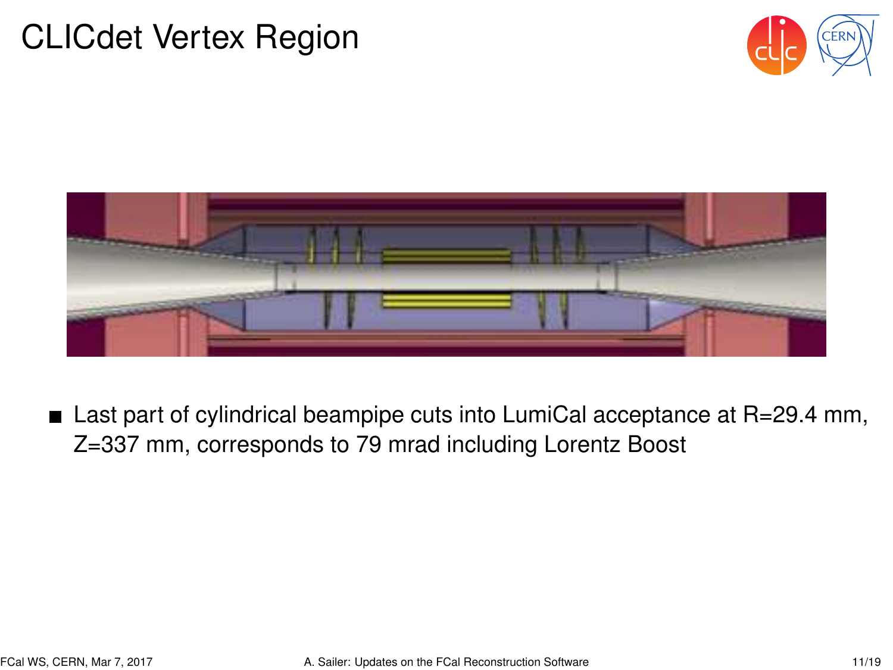# CLICdet Vertex Region

- Last part of cylindrical beampipe cuts into LumiCal acceptance at R=29.4 mm, Z=337 mm, corresponds to 79 mrad including Lorentz Boost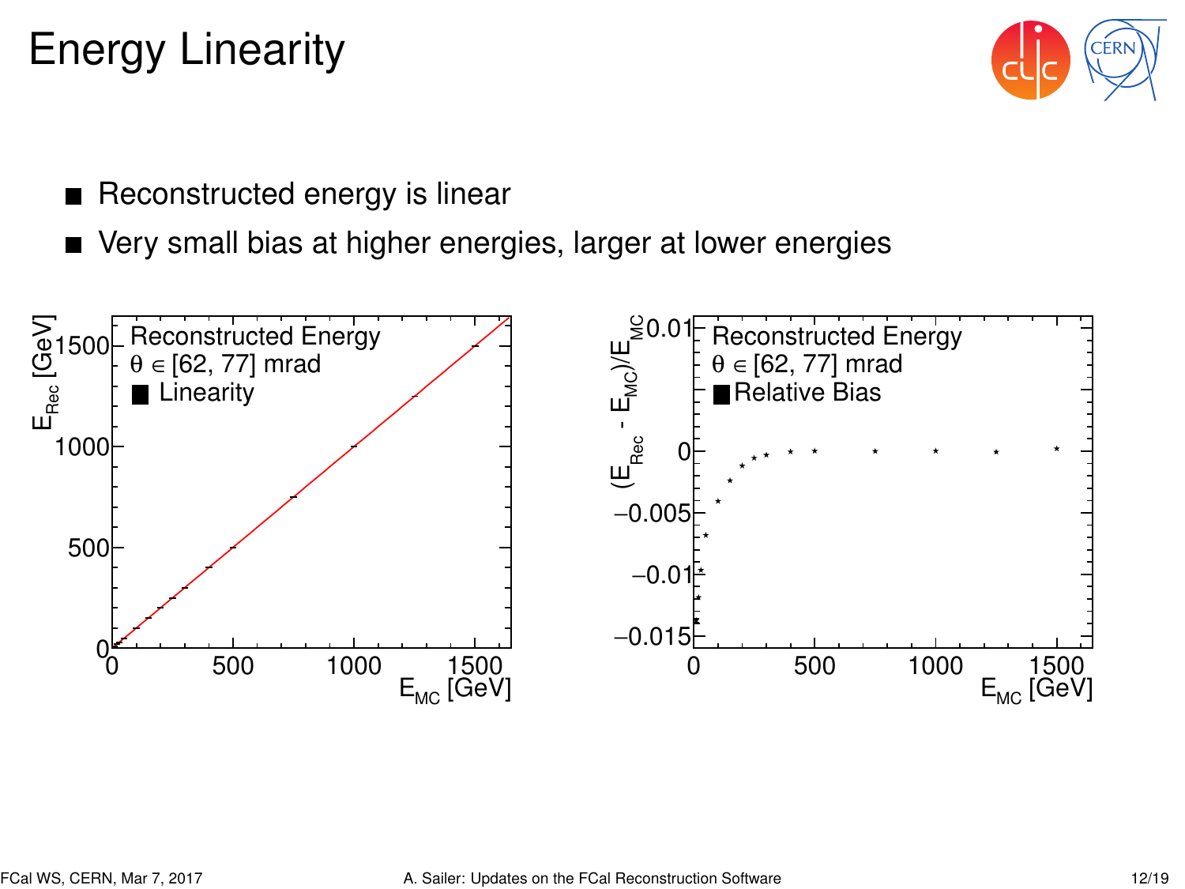# Energy Linearity

- Reconstructed energy is linear
- Very small bias at higher energies, larger at lower energies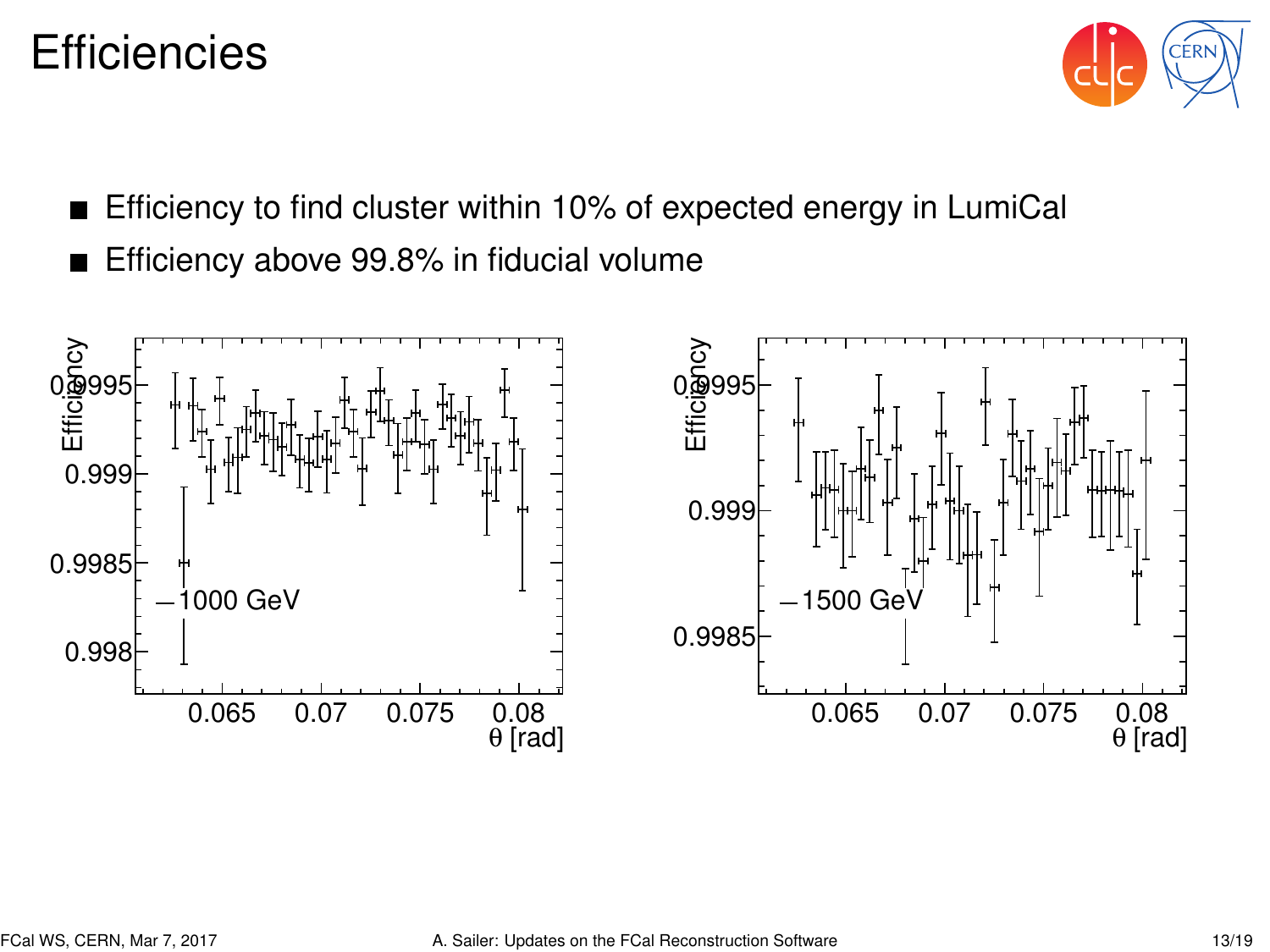# Efficiencies

- Efficiency to find cluster within 10% of expected energy in LumiCal
- Efficiency above 99.8% in fiducial volume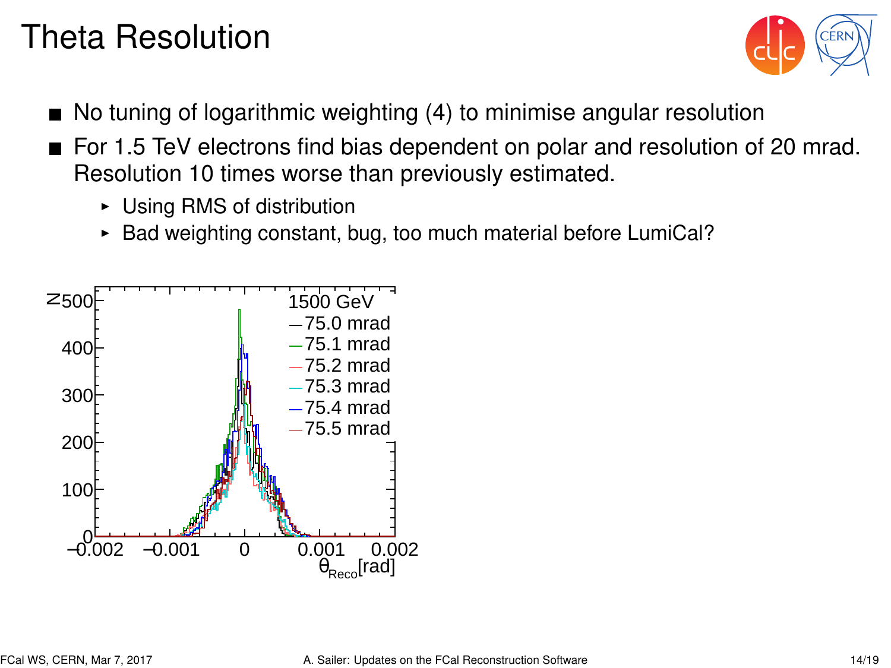# Theta Resolution

- No tuning of logarithmic weighting (4) to minimise angular resolution
- For 1.5 TeV electrons find bias dependent on polar and resolution of 20 mrad. Resolution 10 times worse than previously estimated.
  - Using RMS of distribution
  - Bad weighting constant, bug, too much material before LumiCal?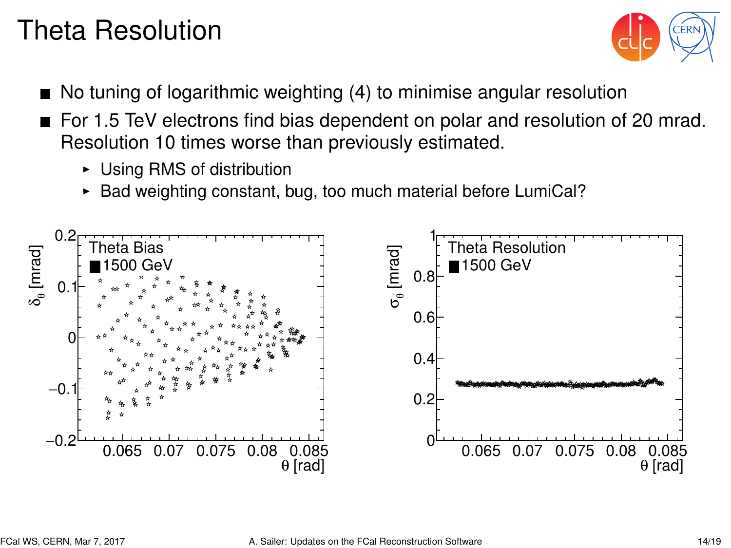# Theta Resolution

- No tuning of logarithmic weighting (4) to minimise angular resolution
- For 1.5 TeV electrons find bias dependent on polar and resolution of 20 mrad. Resolution 10 times worse than previously estimated.
  - Using RMS of distribution
  - Bad weighting constant, bug, too much material before LumiCal?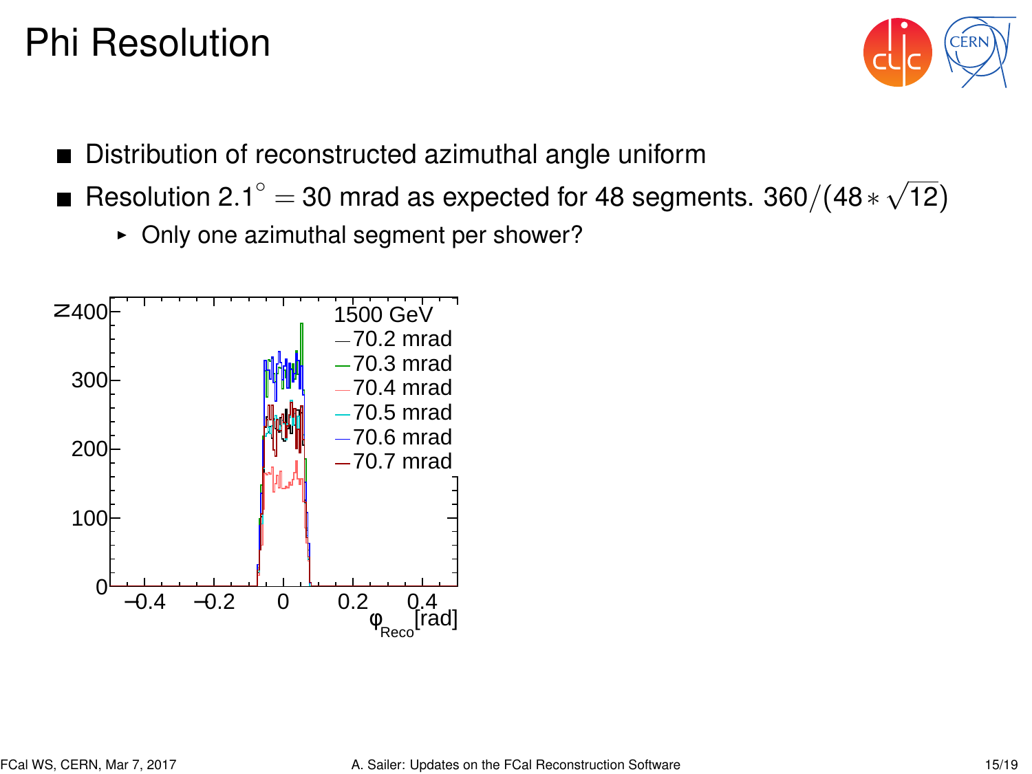# Phi Resolution

- Distribution of reconstructed azimuthal angle uniform
- Resolution $2.1^\circ = 30$ mrad as expected for 48 segments. $360/(48 * \sqrt{12})$
  - Only one azimuthal segment per shower?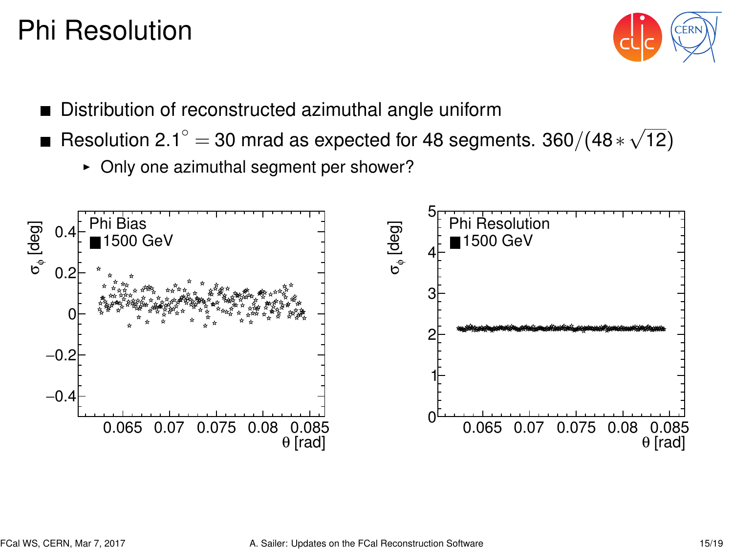# Phi Resolution

- Distribution of reconstructed azimuthal angle uniform
- Resolution $2.1^\circ = 30$ mrad as expected for 48 segments. $360/(48 * \sqrt{12})$
  - Only one azimuthal segment per shower?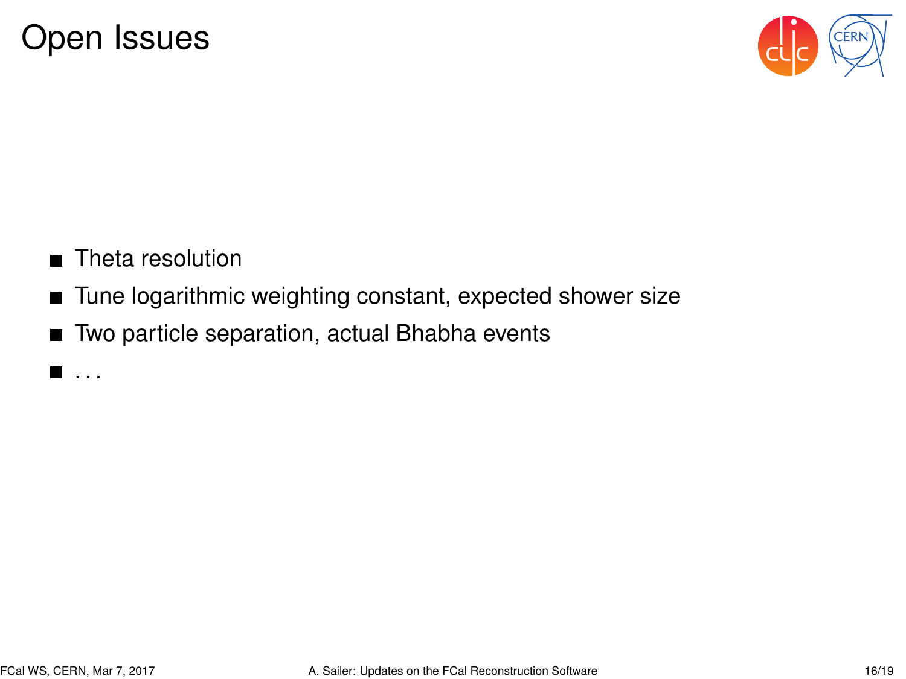# Open Issues

- Theta resolution
- Tune logarithmic weighting constant, expected shower size
- Two particle separation, actual Bhabha events
- ...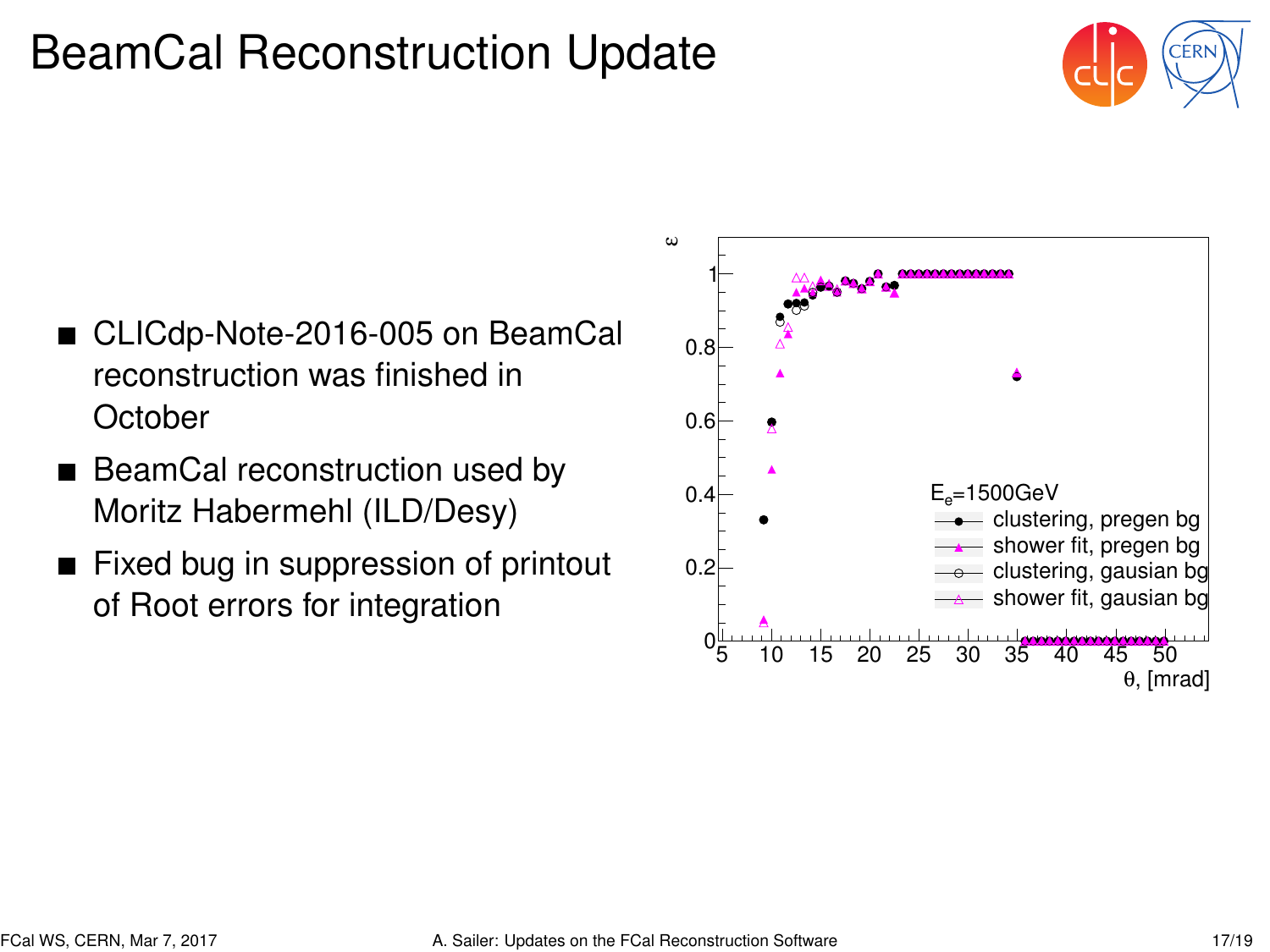# BeamCal Reconstruction Update

- CLICdp-Note-2016-005 on BeamCal reconstruction was finished in October
- BeamCal reconstruction used by Moritz Habermehl (ILD/Desy)
- Fixed bug in suppression of printout of Root errors for integration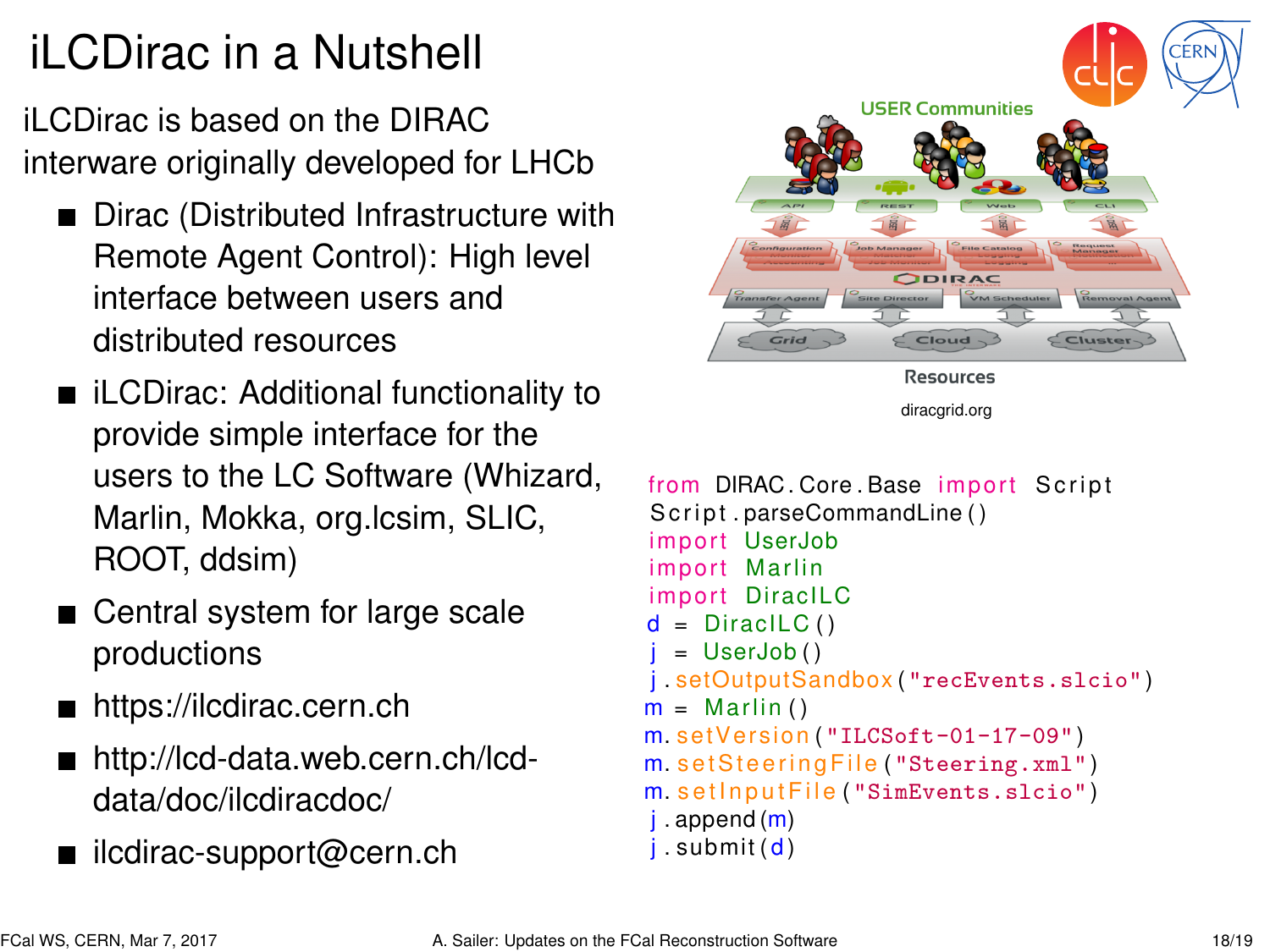# iLCDirac in a Nutshell

iLCDirac is based on the DIRAC interware originally developed for LHCb

- Dirac (Distributed Infrastructure with Remote Agent Control): High level interface between users and distributed resources
- iLCDirac: Additional functionality to provide simple interface for the users to the LC Software (Whizard, Marlin, Mokka, org.lcsim, SLIC, ROOT, ddsim)
- Central system for large scale productions
- https://ilcdirac.cern.ch
- http://lcd-data.web.cern.ch/lcd-data/doc/ilcdiracdoc/
- ilcdirac-support@cern.ch

diracgrid.org

```
from DIRAC.Core.Base import Script
Script.parseCommandLine()
import UserJob
import Marlin
import DiracILC
d = DiracILC()
j = UserJob()
j.setOutputSandbox("recEvents.slcio")
m = Marlin()
m.setVersion("ILCSoft-01-17-09")
m.setSteeringFile("Steering.xml")
m.setInputFile("SimEvents.slcio")
j.append(m)
j.submit(d)
```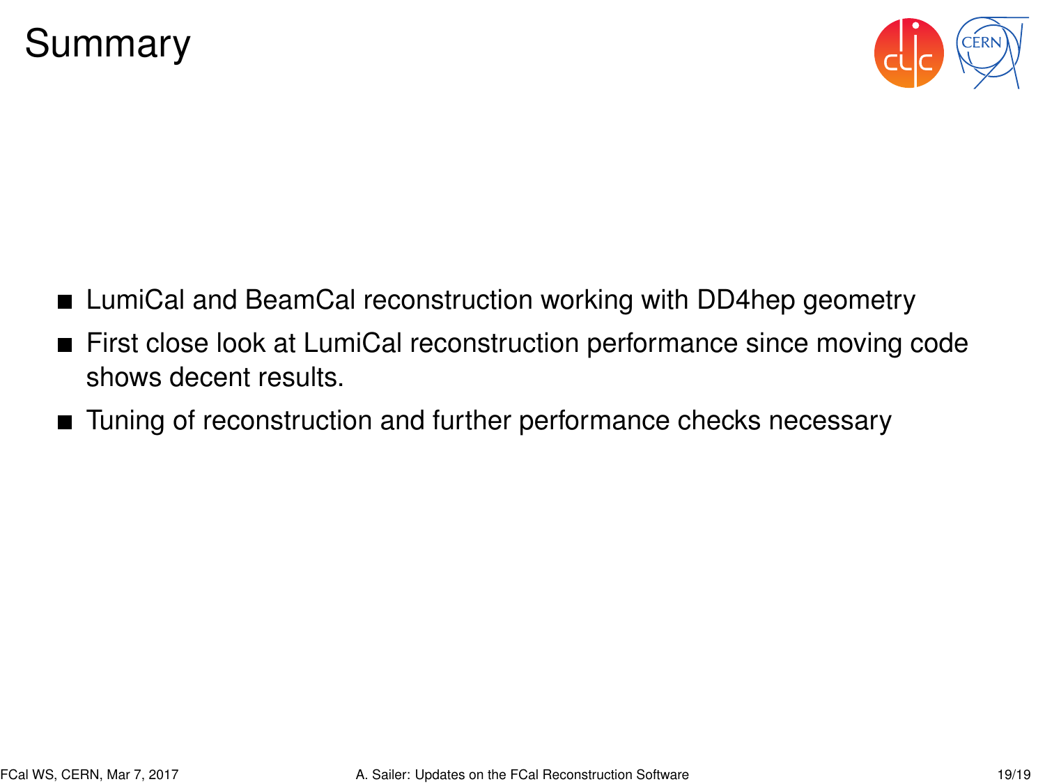# Summary

- LumiCal and BeamCal reconstruction working with DD4hep geometry
- First close look at LumiCal reconstruction performance since moving code shows decent results.
- Tuning of reconstruction and further performance checks necessary